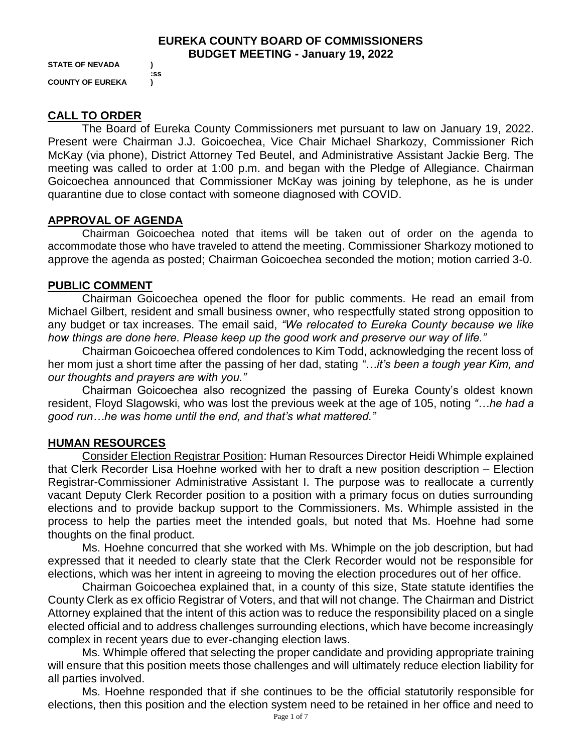# EUREKA COUNTY BOARD OF COMMISSIONERS
## BUDGET MEETING - January 19, 2022

**STATE OF NEVADA )**
**:ss**
**COUNTY OF EUREKA )**

## CALL TO ORDER

The Board of Eureka County Commissioners met pursuant to law on January 19, 2022. Present were Chairman J.J. Goicoechea, Vice Chair Michael Sharkozy, Commissioner Rich McKay (via phone), District Attorney Ted Beutel, and Administrative Assistant Jackie Berg. The meeting was called to order at 1:00 p.m. and began with the Pledge of Allegiance. Chairman Goicoechea announced that Commissioner McKay was joining by telephone, as he is under quarantine due to close contact with someone diagnosed with COVID.

## APPROVAL OF AGENDA

Chairman Goicoechea noted that items will be taken out of order on the agenda to accommodate those who have traveled to attend the meeting. Commissioner Sharkozy motioned to approve the agenda as posted; Chairman Goicoechea seconded the motion; motion carried 3-0.

## PUBLIC COMMENT

Chairman Goicoechea opened the floor for public comments. He read an email from Michael Gilbert, resident and small business owner, who respectfully stated strong opposition to any budget or tax increases. The email said, *"We relocated to Eureka County because we like how things are done here. Please keep up the good work and preserve our way of life."*

Chairman Goicoechea offered condolences to Kim Todd, acknowledging the recent loss of her mom just a short time after the passing of her dad, stating *"…it's been a tough year Kim, and our thoughts and prayers are with you."*

Chairman Goicoechea also recognized the passing of Eureka County's oldest known resident, Floyd Slagowski, who was lost the previous week at the age of 105, noting *"…he had a good run…he was home until the end, and that's what mattered."*

## HUMAN RESOURCES

Consider Election Registrar Position: Human Resources Director Heidi Whimple explained that Clerk Recorder Lisa Hoehne worked with her to draft a new position description – Election Registrar-Commissioner Administrative Assistant I. The purpose was to reallocate a currently vacant Deputy Clerk Recorder position to a position with a primary focus on duties surrounding elections and to provide backup support to the Commissioners. Ms. Whimple assisted in the process to help the parties meet the intended goals, but noted that Ms. Hoehne had some thoughts on the final product.

Ms. Hoehne concurred that she worked with Ms. Whimple on the job description, but had expressed that it needed to clearly state that the Clerk Recorder would not be responsible for elections, which was her intent in agreeing to moving the election procedures out of her office.

Chairman Goicoechea explained that, in a county of this size, State statute identifies the County Clerk as ex officio Registrar of Voters, and that will not change. The Chairman and District Attorney explained that the intent of this action was to reduce the responsibility placed on a single elected official and to address challenges surrounding elections, which have become increasingly complex in recent years due to ever-changing election laws.

Ms. Whimple offered that selecting the proper candidate and providing appropriate training will ensure that this position meets those challenges and will ultimately reduce election liability for all parties involved.

Ms. Hoehne responded that if she continues to be the official statutorily responsible for elections, then this position and the election system need to be retained in her office and need to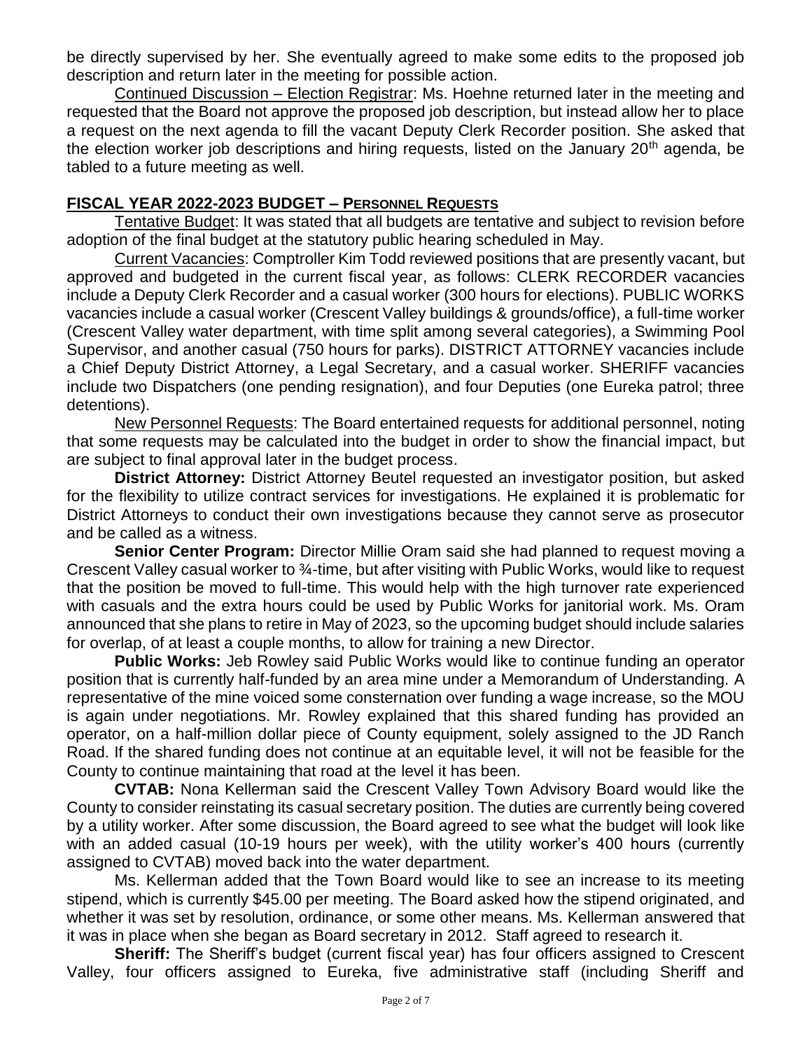be directly supervised by her. She eventually agreed to make some edits to the proposed job description and return later in the meeting for possible action.

Continued Discussion – Election Registrar: Ms. Hoehne returned later in the meeting and requested that the Board not approve the proposed job description, but instead allow her to place a request on the next agenda to fill the vacant Deputy Clerk Recorder position. She asked that the election worker job descriptions and hiring requests, listed on the January 20th agenda, be tabled to a future meeting as well.

## FISCAL YEAR 2022-2023 BUDGET – PERSONNEL REQUESTS

Tentative Budget: It was stated that all budgets are tentative and subject to revision before adoption of the final budget at the statutory public hearing scheduled in May.

Current Vacancies: Comptroller Kim Todd reviewed positions that are presently vacant, but approved and budgeted in the current fiscal year, as follows: CLERK RECORDER vacancies include a Deputy Clerk Recorder and a casual worker (300 hours for elections). PUBLIC WORKS vacancies include a casual worker (Crescent Valley buildings & grounds/office), a full-time worker (Crescent Valley water department, with time split among several categories), a Swimming Pool Supervisor, and another casual (750 hours for parks). DISTRICT ATTORNEY vacancies include a Chief Deputy District Attorney, a Legal Secretary, and a casual worker. SHERIFF vacancies include two Dispatchers (one pending resignation), and four Deputies (one Eureka patrol; three detentions).

New Personnel Requests: The Board entertained requests for additional personnel, noting that some requests may be calculated into the budget in order to show the financial impact, but are subject to final approval later in the budget process.

**District Attorney:** District Attorney Beutel requested an investigator position, but asked for the flexibility to utilize contract services for investigations. He explained it is problematic for District Attorneys to conduct their own investigations because they cannot serve as prosecutor and be called as a witness.

**Senior Center Program:** Director Millie Oram said she had planned to request moving a Crescent Valley casual worker to ¾-time, but after visiting with Public Works, would like to request that the position be moved to full-time. This would help with the high turnover rate experienced with casuals and the extra hours could be used by Public Works for janitorial work. Ms. Oram announced that she plans to retire in May of 2023, so the upcoming budget should include salaries for overlap, of at least a couple months, to allow for training a new Director.

**Public Works:** Jeb Rowley said Public Works would like to continue funding an operator position that is currently half-funded by an area mine under a Memorandum of Understanding. A representative of the mine voiced some consternation over funding a wage increase, so the MOU is again under negotiations. Mr. Rowley explained that this shared funding has provided an operator, on a half-million dollar piece of County equipment, solely assigned to the JD Ranch Road. If the shared funding does not continue at an equitable level, it will not be feasible for the County to continue maintaining that road at the level it has been.

**CVTAB:** Nona Kellerman said the Crescent Valley Town Advisory Board would like the County to consider reinstating its casual secretary position. The duties are currently being covered by a utility worker. After some discussion, the Board agreed to see what the budget will look like with an added casual (10-19 hours per week), with the utility worker's 400 hours (currently assigned to CVTAB) moved back into the water department.

Ms. Kellerman added that the Town Board would like to see an increase to its meeting stipend, which is currently $45.00 per meeting. The Board asked how the stipend originated, and whether it was set by resolution, ordinance, or some other means. Ms. Kellerman answered that it was in place when she began as Board secretary in 2012. Staff agreed to research it.

**Sheriff:** The Sheriff's budget (current fiscal year) has four officers assigned to Crescent Valley, four officers assigned to Eureka, five administrative staff (including Sheriff and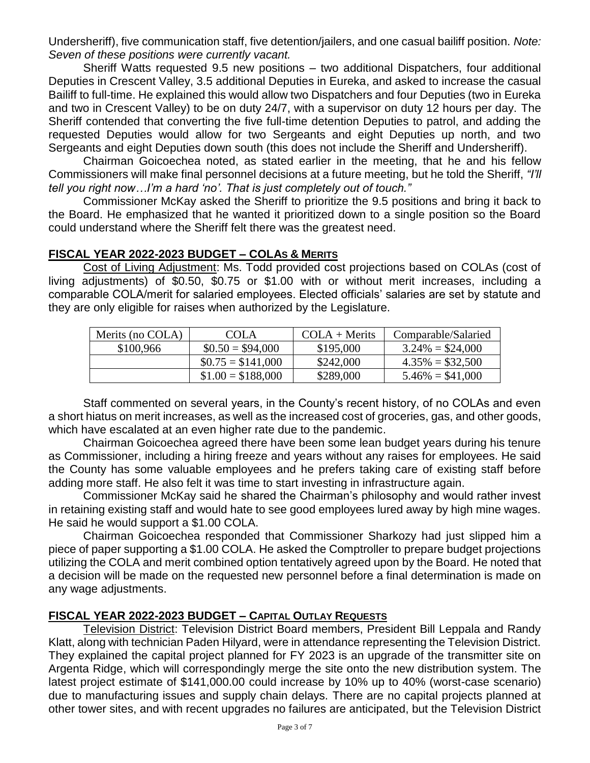Undersheriff), five communication staff, five detention/jailers, and one casual bailiff position. *Note: Seven of these positions were currently vacant.*

Sheriff Watts requested 9.5 new positions – two additional Dispatchers, four additional Deputies in Crescent Valley, 3.5 additional Deputies in Eureka, and asked to increase the casual Bailiff to full-time. He explained this would allow two Dispatchers and four Deputies (two in Eureka and two in Crescent Valley) to be on duty 24/7, with a supervisor on duty 12 hours per day. The Sheriff contended that converting the five full-time detention Deputies to patrol, and adding the requested Deputies would allow for two Sergeants and eight Deputies up north, and two Sergeants and eight Deputies down south (this does not include the Sheriff and Undersheriff).

Chairman Goicoechea noted, as stated earlier in the meeting, that he and his fellow Commissioners will make final personnel decisions at a future meeting, but he told the Sheriff, *"I'll tell you right now…I'm a hard 'no'. That is just completely out of touch."*

Commissioner McKay asked the Sheriff to prioritize the 9.5 positions and bring it back to the Board. He emphasized that he wanted it prioritized down to a single position so the Board could understand where the Sheriff felt there was the greatest need.

## FISCAL YEAR 2022-2023 BUDGET – COLAs & MERITS

Cost of Living Adjustment: Ms. Todd provided cost projections based on COLAs (cost of living adjustments) of $0.50, $0.75 or $1.00 with or without merit increases, including a comparable COLA/merit for salaried employees. Elected officials' salaries are set by statute and they are only eligible for raises when authorized by the Legislature.

| Merits (no COLA) | COLA | COLA + Merits | Comparable/Salaried |
|---|---|---|---|
| $100,966 | $0.50 = $94,000 | $195,000 | 3.24% = $24,000 |
| | $0.75 = $141,000 | $242,000 | 4.35% = $32,500 |
| | $1.00 = $188,000 | $289,000 | 5.46% = $41,000 |

Staff commented on several years, in the County's recent history, of no COLAs and even a short hiatus on merit increases, as well as the increased cost of groceries, gas, and other goods, which have escalated at an even higher rate due to the pandemic.

Chairman Goicoechea agreed there have been some lean budget years during his tenure as Commissioner, including a hiring freeze and years without any raises for employees. He said the County has some valuable employees and he prefers taking care of existing staff before adding more staff. He also felt it was time to start investing in infrastructure again.

Commissioner McKay said he shared the Chairman's philosophy and would rather invest in retaining existing staff and would hate to see good employees lured away by high mine wages. He said he would support a $1.00 COLA.

Chairman Goicoechea responded that Commissioner Sharkozy had just slipped him a piece of paper supporting a $1.00 COLA. He asked the Comptroller to prepare budget projections utilizing the COLA and merit combined option tentatively agreed upon by the Board. He noted that a decision will be made on the requested new personnel before a final determination is made on any wage adjustments.

## FISCAL YEAR 2022-2023 BUDGET – CAPITAL OUTLAY REQUESTS

Television District: Television District Board members, President Bill Leppala and Randy Klatt, along with technician Paden Hilyard, were in attendance representing the Television District. They explained the capital project planned for FY 2023 is an upgrade of the transmitter site on Argenta Ridge, which will correspondingly merge the site onto the new distribution system. The latest project estimate of $141,000.00 could increase by 10% up to 40% (worst-case scenario) due to manufacturing issues and supply chain delays. There are no capital projects planned at other tower sites, and with recent upgrades no failures are anticipated, but the Television District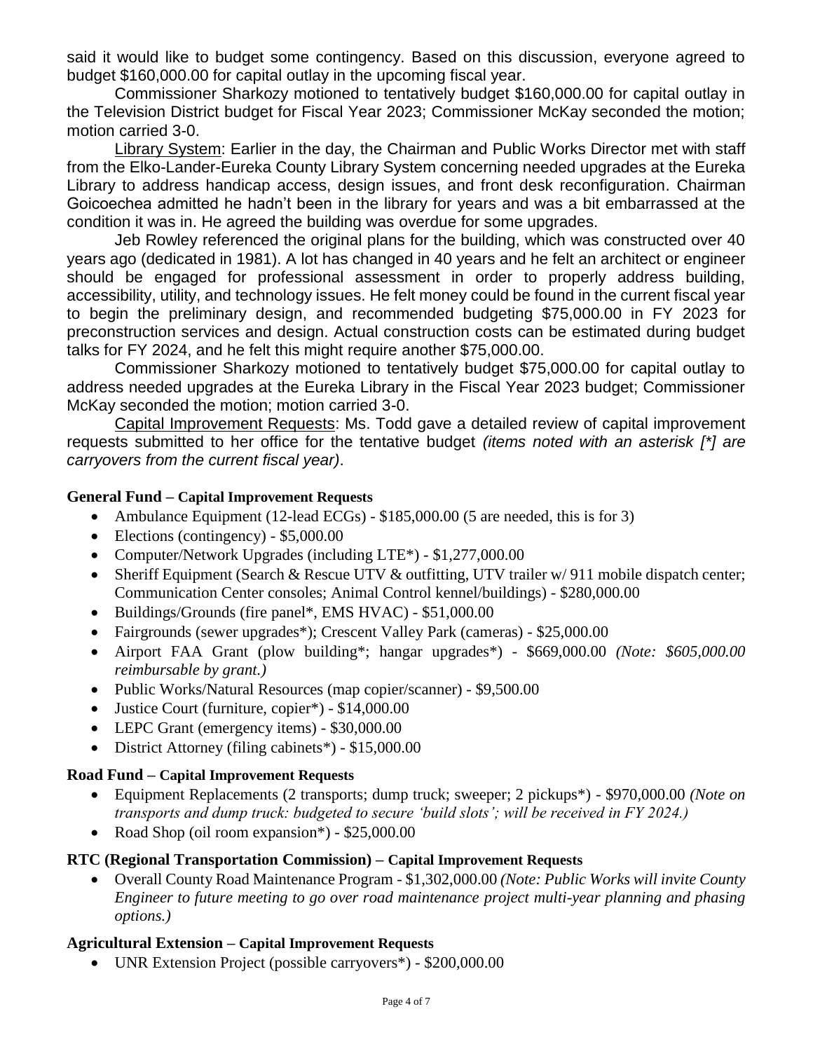said it would like to budget some contingency. Based on this discussion, everyone agreed to budget $160,000.00 for capital outlay in the upcoming fiscal year.

Commissioner Sharkozy motioned to tentatively budget $160,000.00 for capital outlay in the Television District budget for Fiscal Year 2023; Commissioner McKay seconded the motion; motion carried 3-0.

Library System: Earlier in the day, the Chairman and Public Works Director met with staff from the Elko-Lander-Eureka County Library System concerning needed upgrades at the Eureka Library to address handicap access, design issues, and front desk reconfiguration. Chairman Goicoechea admitted he hadn't been in the library for years and was a bit embarrassed at the condition it was in. He agreed the building was overdue for some upgrades.

Jeb Rowley referenced the original plans for the building, which was constructed over 40 years ago (dedicated in 1981). A lot has changed in 40 years and he felt an architect or engineer should be engaged for professional assessment in order to properly address building, accessibility, utility, and technology issues. He felt money could be found in the current fiscal year to begin the preliminary design, and recommended budgeting $75,000.00 in FY 2023 for preconstruction services and design. Actual construction costs can be estimated during budget talks for FY 2024, and he felt this might require another $75,000.00.

Commissioner Sharkozy motioned to tentatively budget $75,000.00 for capital outlay to address needed upgrades at the Eureka Library in the Fiscal Year 2023 budget; Commissioner McKay seconded the motion; motion carried 3-0.

Capital Improvement Requests: Ms. Todd gave a detailed review of capital improvement requests submitted to her office for the tentative budget *(items noted with an asterisk [*] are carryovers from the current fiscal year)*.

**General Fund – Capital Improvement Requests**

- Ambulance Equipment (12-lead ECGs) - $185,000.00 (5 are needed, this is for 3)
- Elections (contingency) - $5,000.00
- Computer/Network Upgrades (including LTE*) - $1,277,000.00
- Sheriff Equipment (Search & Rescue UTV & outfitting, UTV trailer w/ 911 mobile dispatch center; Communication Center consoles; Animal Control kennel/buildings) - $280,000.00
- Buildings/Grounds (fire panel*, EMS HVAC) - $51,000.00
- Fairgrounds (sewer upgrades*); Crescent Valley Park (cameras) - $25,000.00
- Airport FAA Grant (plow building*; hangar upgrades*) - $669,000.00 *(Note: $605,000.00 reimbursable by grant.)*
- Public Works/Natural Resources (map copier/scanner) - $9,500.00
- Justice Court (furniture, copier*) - $14,000.00
- LEPC Grant (emergency items) - $30,000.00
- District Attorney (filing cabinets*) - $15,000.00

**Road Fund – Capital Improvement Requests**

- Equipment Replacements (2 transports; dump truck; sweeper; 2 pickups*) - $970,000.00 *(Note on transports and dump truck: budgeted to secure 'build slots'; will be received in FY 2024.)*
- Road Shop (oil room expansion*) - $25,000.00

**RTC (Regional Transportation Commission) – Capital Improvement Requests**

- Overall County Road Maintenance Program - $1,302,000.00 *(Note: Public Works will invite County Engineer to future meeting to go over road maintenance project multi-year planning and phasing options.)*

**Agricultural Extension – Capital Improvement Requests**

- UNR Extension Project (possible carryovers*) - $200,000.00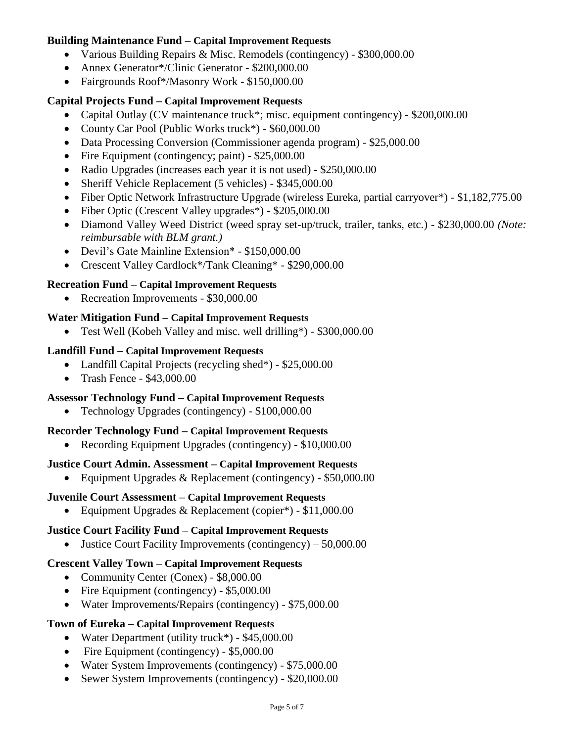**Building Maintenance Fund – Capital Improvement Requests**

- Various Building Repairs & Misc. Remodels (contingency) - $300,000.00
- Annex Generator*/Clinic Generator - $200,000.00
- Fairgrounds Roof*/Masonry Work - $150,000.00

**Capital Projects Fund – Capital Improvement Requests**

- Capital Outlay (CV maintenance truck*; misc. equipment contingency) - $200,000.00
- County Car Pool (Public Works truck*) - $60,000.00
- Data Processing Conversion (Commissioner agenda program) - $25,000.00
- Fire Equipment (contingency; paint) - $25,000.00
- Radio Upgrades (increases each year it is not used) - $250,000.00
- Sheriff Vehicle Replacement (5 vehicles) - $345,000.00
- Fiber Optic Network Infrastructure Upgrade (wireless Eureka, partial carryover*) - $1,182,775.00
- Fiber Optic (Crescent Valley upgrades*) - $205,000.00
- Diamond Valley Weed District (weed spray set-up/truck, trailer, tanks, etc.) - $230,000.00 *(Note: reimbursable with BLM grant.)*
- Devil's Gate Mainline Extension* - $150,000.00
- Crescent Valley Cardlock*/Tank Cleaning* - $290,000.00

**Recreation Fund – Capital Improvement Requests**

- Recreation Improvements - $30,000.00

**Water Mitigation Fund – Capital Improvement Requests**

- Test Well (Kobeh Valley and misc. well drilling*) - $300,000.00

**Landfill Fund – Capital Improvement Requests**

- Landfill Capital Projects (recycling shed*) - $25,000.00
- Trash Fence - $43,000.00

**Assessor Technology Fund – Capital Improvement Requests**

- Technology Upgrades (contingency) - $100,000.00

**Recorder Technology Fund – Capital Improvement Requests**

- Recording Equipment Upgrades (contingency) - $10,000.00

**Justice Court Admin. Assessment – Capital Improvement Requests**

- Equipment Upgrades & Replacement (contingency) - $50,000.00

**Juvenile Court Assessment – Capital Improvement Requests**

- Equipment Upgrades & Replacement (copier*) - $11,000.00

**Justice Court Facility Fund – Capital Improvement Requests**

- Justice Court Facility Improvements (contingency) – 50,000.00

**Crescent Valley Town – Capital Improvement Requests**

- Community Center (Conex) - $8,000.00
- Fire Equipment (contingency) - $5,000.00
- Water Improvements/Repairs (contingency) - $75,000.00

**Town of Eureka – Capital Improvement Requests**

- Water Department (utility truck*) - $45,000.00
- Fire Equipment (contingency) - $5,000.00
- Water System Improvements (contingency) - $75,000.00
- Sewer System Improvements (contingency) - $20,000.00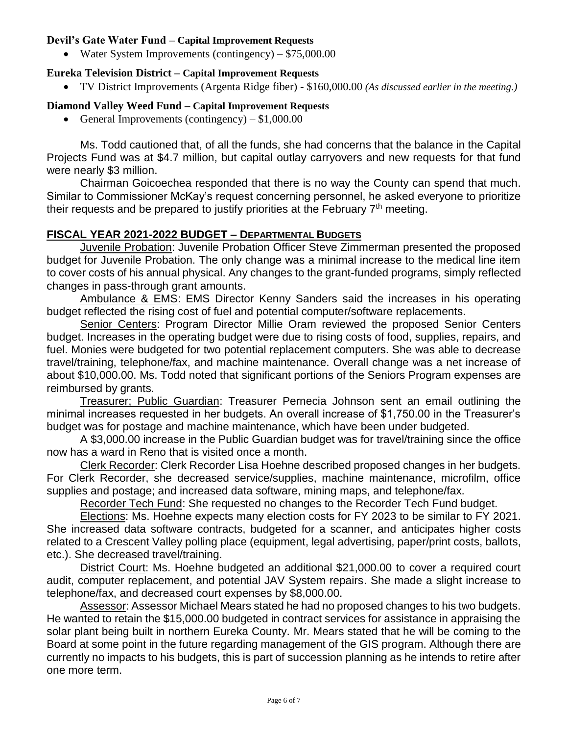**Devil's Gate Water Fund – Capital Improvement Requests**

- Water System Improvements (contingency) – $75,000.00

**Eureka Television District – Capital Improvement Requests**

- TV District Improvements (Argenta Ridge fiber) - $160,000.00 *(As discussed earlier in the meeting.)*

**Diamond Valley Weed Fund – Capital Improvement Requests**

- General Improvements (contingency) – $1,000.00

Ms. Todd cautioned that, of all the funds, she had concerns that the balance in the Capital Projects Fund was at $4.7 million, but capital outlay carryovers and new requests for that fund were nearly $3 million.

Chairman Goicoechea responded that there is no way the County can spend that much. Similar to Commissioner McKay's request concerning personnel, he asked everyone to prioritize their requests and be prepared to justify priorities at the February 7th meeting.

## FISCAL YEAR 2021-2022 BUDGET – DEPARTMENTAL BUDGETS

Juvenile Probation: Juvenile Probation Officer Steve Zimmerman presented the proposed budget for Juvenile Probation. The only change was a minimal increase to the medical line item to cover costs of his annual physical. Any changes to the grant-funded programs, simply reflected changes in pass-through grant amounts.

Ambulance & EMS: EMS Director Kenny Sanders said the increases in his operating budget reflected the rising cost of fuel and potential computer/software replacements.

Senior Centers: Program Director Millie Oram reviewed the proposed Senior Centers budget. Increases in the operating budget were due to rising costs of food, supplies, repairs, and fuel. Monies were budgeted for two potential replacement computers. She was able to decrease travel/training, telephone/fax, and machine maintenance. Overall change was a net increase of about $10,000.00. Ms. Todd noted that significant portions of the Seniors Program expenses are reimbursed by grants.

Treasurer; Public Guardian: Treasurer Pernecia Johnson sent an email outlining the minimal increases requested in her budgets. An overall increase of $1,750.00 in the Treasurer's budget was for postage and machine maintenance, which have been under budgeted.

A $3,000.00 increase in the Public Guardian budget was for travel/training since the office now has a ward in Reno that is visited once a month.

Clerk Recorder: Clerk Recorder Lisa Hoehne described proposed changes in her budgets. For Clerk Recorder, she decreased service/supplies, machine maintenance, microfilm, office supplies and postage; and increased data software, mining maps, and telephone/fax.

Recorder Tech Fund: She requested no changes to the Recorder Tech Fund budget.

Elections: Ms. Hoehne expects many election costs for FY 2023 to be similar to FY 2021. She increased data software contracts, budgeted for a scanner, and anticipates higher costs related to a Crescent Valley polling place (equipment, legal advertising, paper/print costs, ballots, etc.). She decreased travel/training.

District Court: Ms. Hoehne budgeted an additional $21,000.00 to cover a required court audit, computer replacement, and potential JAV System repairs. She made a slight increase to telephone/fax, and decreased court expenses by $8,000.00.

Assessor: Assessor Michael Mears stated he had no proposed changes to his two budgets. He wanted to retain the $15,000.00 budgeted in contract services for assistance in appraising the solar plant being built in northern Eureka County. Mr. Mears stated that he will be coming to the Board at some point in the future regarding management of the GIS program. Although there are currently no impacts to his budgets, this is part of succession planning as he intends to retire after one more term.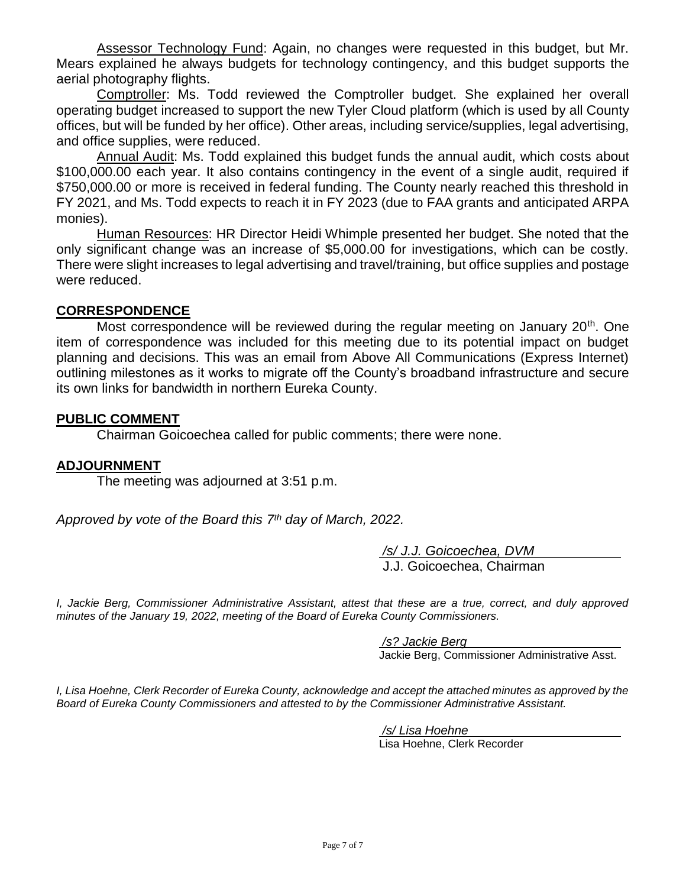Assessor Technology Fund: Again, no changes were requested in this budget, but Mr. Mears explained he always budgets for technology contingency, and this budget supports the aerial photography flights.

Comptroller: Ms. Todd reviewed the Comptroller budget. She explained her overall operating budget increased to support the new Tyler Cloud platform (which is used by all County offices, but will be funded by her office). Other areas, including service/supplies, legal advertising, and office supplies, were reduced.

Annual Audit: Ms. Todd explained this budget funds the annual audit, which costs about \$100,000.00 each year. It also contains contingency in the event of a single audit, required if \$750,000.00 or more is received in federal funding. The County nearly reached this threshold in FY 2021, and Ms. Todd expects to reach it in FY 2023 (due to FAA grants and anticipated ARPA monies).

Human Resources: HR Director Heidi Whimple presented her budget. She noted that the only significant change was an increase of \$5,000.00 for investigations, which can be costly. There were slight increases to legal advertising and travel/training, but office supplies and postage were reduced.

## CORRESPONDENCE

Most correspondence will be reviewed during the regular meeting on January 20th. One item of correspondence was included for this meeting due to its potential impact on budget planning and decisions. This was an email from Above All Communications (Express Internet) outlining milestones as it works to migrate off the County's broadband infrastructure and secure its own links for bandwidth in northern Eureka County.

## PUBLIC COMMENT

Chairman Goicoechea called for public comments; there were none.

## ADJOURNMENT

The meeting was adjourned at 3:51 p.m.

*Approved by vote of the Board this 7th day of March, 2022.*

*/s/ J.J. Goicoechea, DVM*
J.J. Goicoechea, Chairman

*I, Jackie Berg, Commissioner Administrative Assistant, attest that these are a true, correct, and duly approved minutes of the January 19, 2022, meeting of the Board of Eureka County Commissioners.*

*/s? Jackie Berg*
Jackie Berg, Commissioner Administrative Asst.

*I, Lisa Hoehne, Clerk Recorder of Eureka County, acknowledge and accept the attached minutes as approved by the Board of Eureka County Commissioners and attested to by the Commissioner Administrative Assistant.*

*/s/ Lisa Hoehne*
Lisa Hoehne, Clerk Recorder